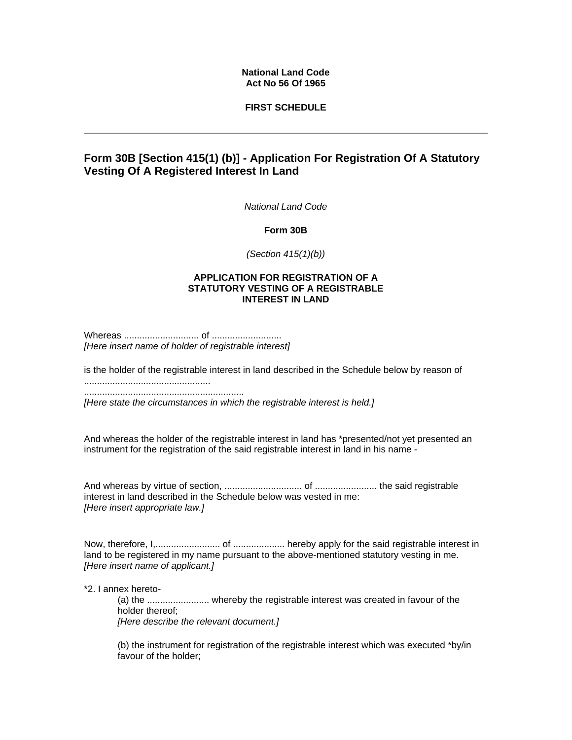**National Land Code**
**Act No 56 Of 1965**

**FIRST SCHEDULE**

---

## Form 30B [Section 415(1) (b)] - Application For Registration Of A Statutory Vesting Of A Registered Interest In Land

*National Land Code*

**Form 30B**

*(Section 415(1)(b))*

**APPLICATION FOR REGISTRATION OF A STATUTORY VESTING OF A REGISTRABLE INTEREST IN LAND**

Whereas ............................ of ..........................
*[Here insert name of holder of registrable interest]*

is the holder of the registrable interest in land described in the Schedule below by reason of
................................................
..............................................................
*[Here state the circumstances in which the registrable interest is held.]*

And whereas the holder of the registrable interest in land has *presented/not yet presented an instrument for the registration of the said registrable interest in land in his name -

And whereas by virtue of section, .............................. of ........................ the said registrable interest in land described in the Schedule below was vested in me:
*[Here insert appropriate law.]*

Now, therefore, I,......................... of .................... hereby apply for the said registrable interest in land to be registered in my name pursuant to the above-mentioned statutory vesting in me.
*[Here insert name of applicant.]*

*2. I annex hereto-

(a) the ........................ whereby the registrable interest was created in favour of the holder thereof;
*[Here describe the relevant document.]*

(b) the instrument for registration of the registrable interest which was executed *by/in favour of the holder;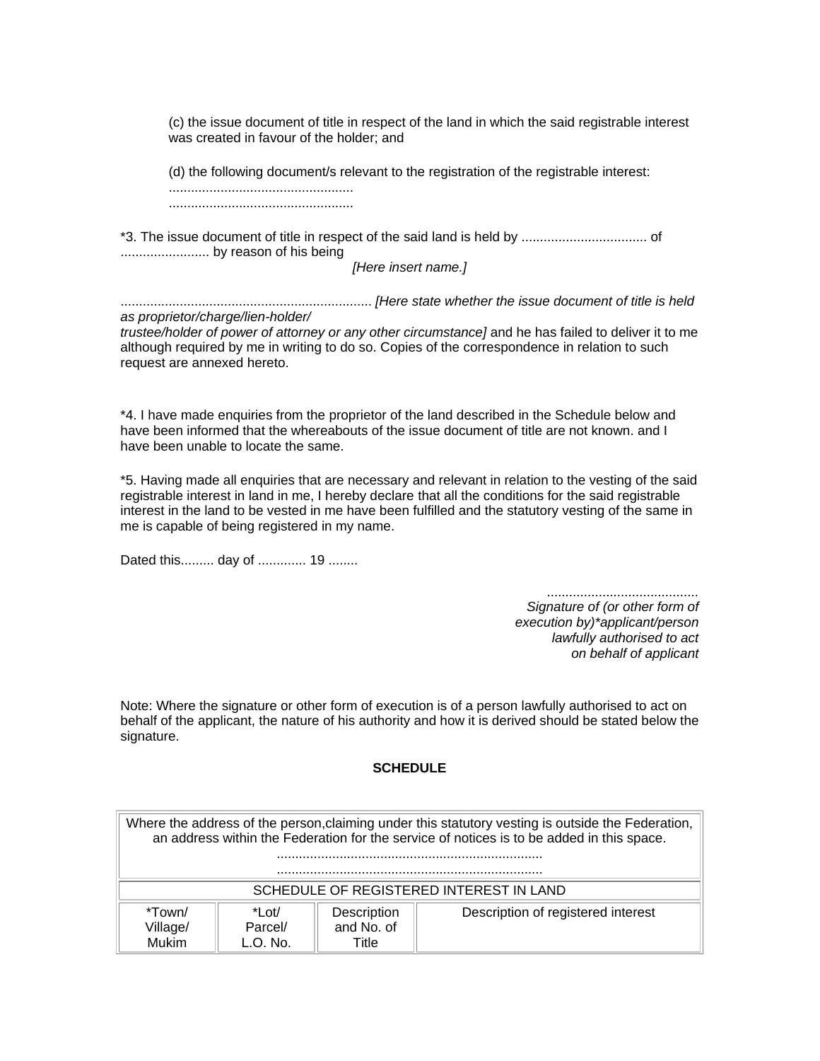(c) the issue document of title in respect of the land in which the said registrable interest was created in favour of the holder; and

(d) the following document/s relevant to the registration of the registrable interest:
..................................................
..................................................

*3. The issue document of title in respect of the said land is held by .................................. of ........................ by reason of his being
*[Here insert name.]*

.................................................................... *[Here state whether the issue document of title is held as proprietor/charge/lien-holder/ trustee/holder of power of attorney or any other circumstance]* and he has failed to deliver it to me although required by me in writing to do so. Copies of the correspondence in relation to such request are annexed hereto.

*4. I have made enquiries from the proprietor of the land described in the Schedule below and have been informed that the whereabouts of the issue document of title are not known. and I have been unable to locate the same.

*5. Having made all enquiries that are necessary and relevant in relation to the vesting of the said registrable interest in land in me, I hereby declare that all the conditions for the said registrable interest in the land to be vested in me have been fulfilled and the statutory vesting of the same in me is capable of being registered in my name.

Dated this......... day of ............. 19 ........

.........................................
*Signature of (or other form of execution by)*applicant/person lawfully authorised to act on behalf of applicant*

Note: Where the signature or other form of execution is of a person lawfully authorised to act on behalf of the applicant, the nature of his authority and how it is derived should be stated below the signature.

**SCHEDULE**

| Where the address of the person,claiming under this statutory vesting is outside the Federation, an address within the Federation for the service of notices is to be added in this space. ........................................................................ ........................................................................ | | | |
|---|---|---|---|
| SCHEDULE OF REGISTERED INTEREST IN LAND | | | |
| *Town/ Village/ Mukim | *Lot/ Parcel/ L.O. No. | Description and No. of Title | Description of registered interest |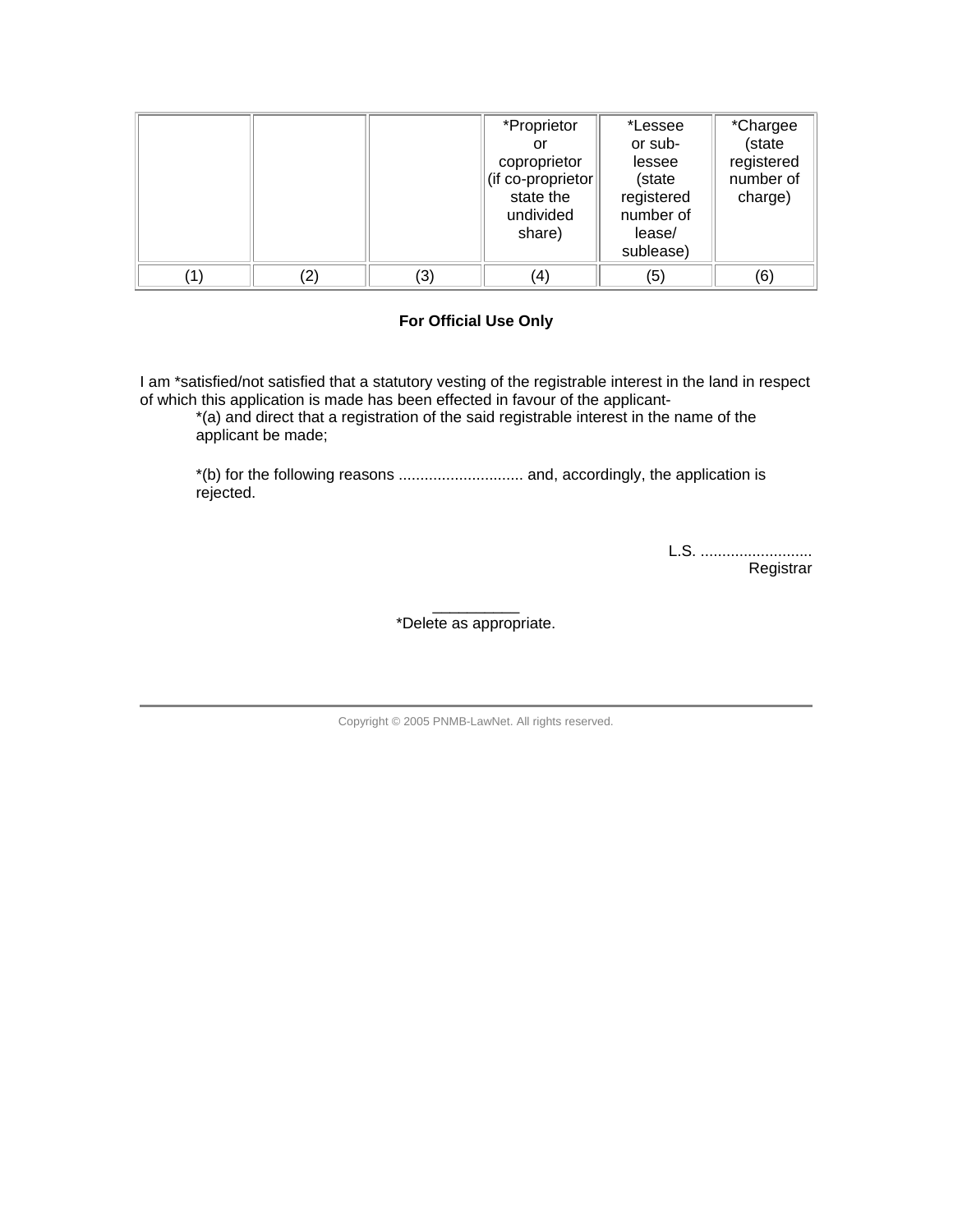| | | | | | |
|---|---|---|---|---|---|
| | | | *Proprietor or coproprietor (if co-proprietor state the undivided share) | *Lessee or sub-lessee (state registered number of lease/ sublease) | *Chargee (state registered number of charge) |
| (1) | (2) | (3) | (4) | (5) | (6) |

**For Official Use Only**

I am *satisfied/not satisfied that a statutory vesting of the registrable interest in the land in respect of which this application is made has been effected in favour of the applicant-

*(a) and direct that a registration of the said registrable interest in the name of the applicant be made;

*(b) for the following reasons ............................ and, accordingly, the application is rejected.

L.S. .........................
Registrar

__________
*Delete as appropriate.

Copyright © 2005 PNMB-LawNet. All rights reserved.